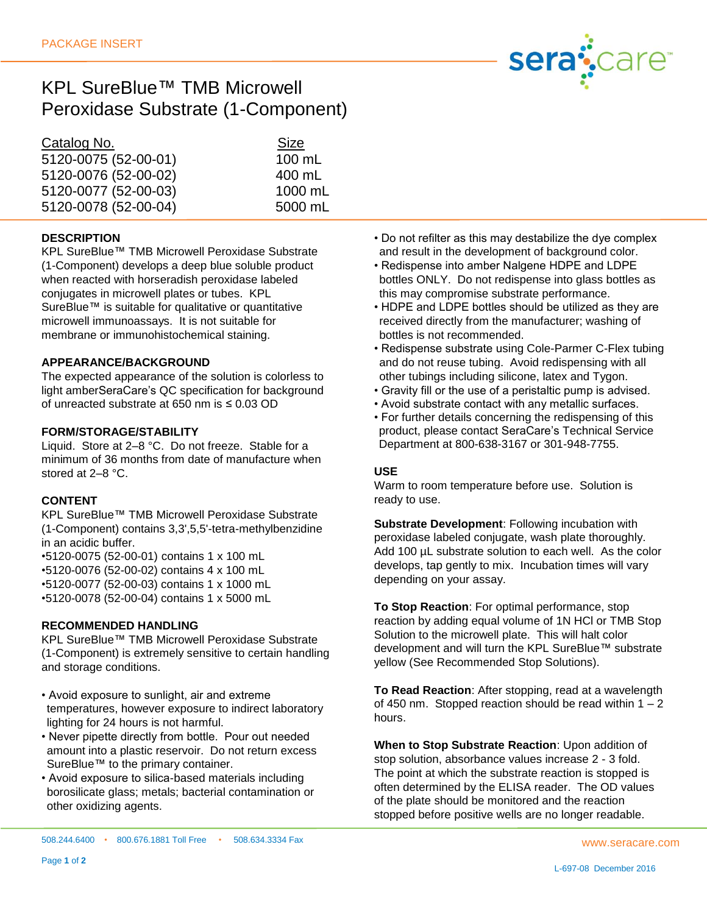PACKAGE INSERT

# KPL SureBlue™ TMB Microwell Peroxidase Substrate (1-Component)

| Catalog No. | Size |
| --- | --- |
| 5120-0075 (52-00-01) | 100 mL |
| 5120-0076 (52-00-02) | 400 mL |
| 5120-0077 (52-00-03) | 1000 mL |
| 5120-0078 (52-00-04) | 5000 mL |

## DESCRIPTION

KPL SureBlue™ TMB Microwell Peroxidase Substrate (1-Component) develops a deep blue soluble product when reacted with horseradish peroxidase labeled conjugates in microwell plates or tubes. KPL SureBlue™ is suitable for qualitative or quantitative microwell immunoassays. It is not suitable for membrane or immunohistochemical staining.

## APPEARANCE/BACKGROUND

The expected appearance of the solution is colorless to light amberSeraCare's QC specification for background of unreacted substrate at 650 nm is ≤ 0.03 OD

## FORM/STORAGE/STABILITY

Liquid. Store at 2–8 °C. Do not freeze. Stable for a minimum of 36 months from date of manufacture when stored at 2–8 °C.

## CONTENT

KPL SureBlue™ TMB Microwell Peroxidase Substrate (1-Component) contains 3,3',5,5'-tetra-methylbenzidine in an acidic buffer.

- 5120-0075 (52-00-01) contains 1 x 100 mL
- 5120-0076 (52-00-02) contains 4 x 100 mL
- 5120-0077 (52-00-03) contains 1 x 1000 mL
- 5120-0078 (52-00-04) contains 1 x 5000 mL

## RECOMMENDED HANDLING

KPL SureBlue™ TMB Microwell Peroxidase Substrate (1-Component) is extremely sensitive to certain handling and storage conditions.

- Avoid exposure to sunlight, air and extreme temperatures, however exposure to indirect laboratory lighting for 24 hours is not harmful.
- Never pipette directly from bottle. Pour out needed amount into a plastic reservoir. Do not return excess SureBlue™ to the primary container.
- Avoid exposure to silica-based materials including borosilicate glass; metals; bacterial contamination or other oxidizing agents.
- Do not refilter as this may destabilize the dye complex and result in the development of background color.
- Redispense into amber Nalgene HDPE and LDPE bottles ONLY. Do not redispense into glass bottles as this may compromise substrate performance.
- HDPE and LDPE bottles should be utilized as they are received directly from the manufacturer; washing of bottles is not recommended.
- Redispense substrate using Cole-Parmer C-Flex tubing and do not reuse tubing. Avoid redispensing with all other tubings including silicone, latex and Tygon.
- Gravity fill or the use of a peristaltic pump is advised.
- Avoid substrate contact with any metallic surfaces.
- For further details concerning the redispensing of this product, please contact SeraCare's Technical Service Department at 800-638-3167 or 301-948-7755.

## USE

Warm to room temperature before use. Solution is ready to use.

**Substrate Development**: Following incubation with peroxidase labeled conjugate, wash plate thoroughly. Add 100 µL substrate solution to each well. As the color develops, tap gently to mix. Incubation times will vary depending on your assay.

**To Stop Reaction**: For optimal performance, stop reaction by adding equal volume of 1N HCl or TMB Stop Solution to the microwell plate. This will halt color development and will turn the KPL SureBlue™ substrate yellow (See Recommended Stop Solutions).

**To Read Reaction**: After stopping, read at a wavelength of 450 nm. Stopped reaction should be read within 1 – 2 hours.

**When to Stop Substrate Reaction**: Upon addition of stop solution, absorbance values increase 2 - 3 fold. The point at which the substrate reaction is stopped is often determined by the ELISA reader. The OD values of the plate should be monitored and the reaction stopped before positive wells are no longer readable.

508.244.6400 • 800.676.1881 Toll Free • 508.634.3334 Fax

www.seracare.com

L-697-08 December 2016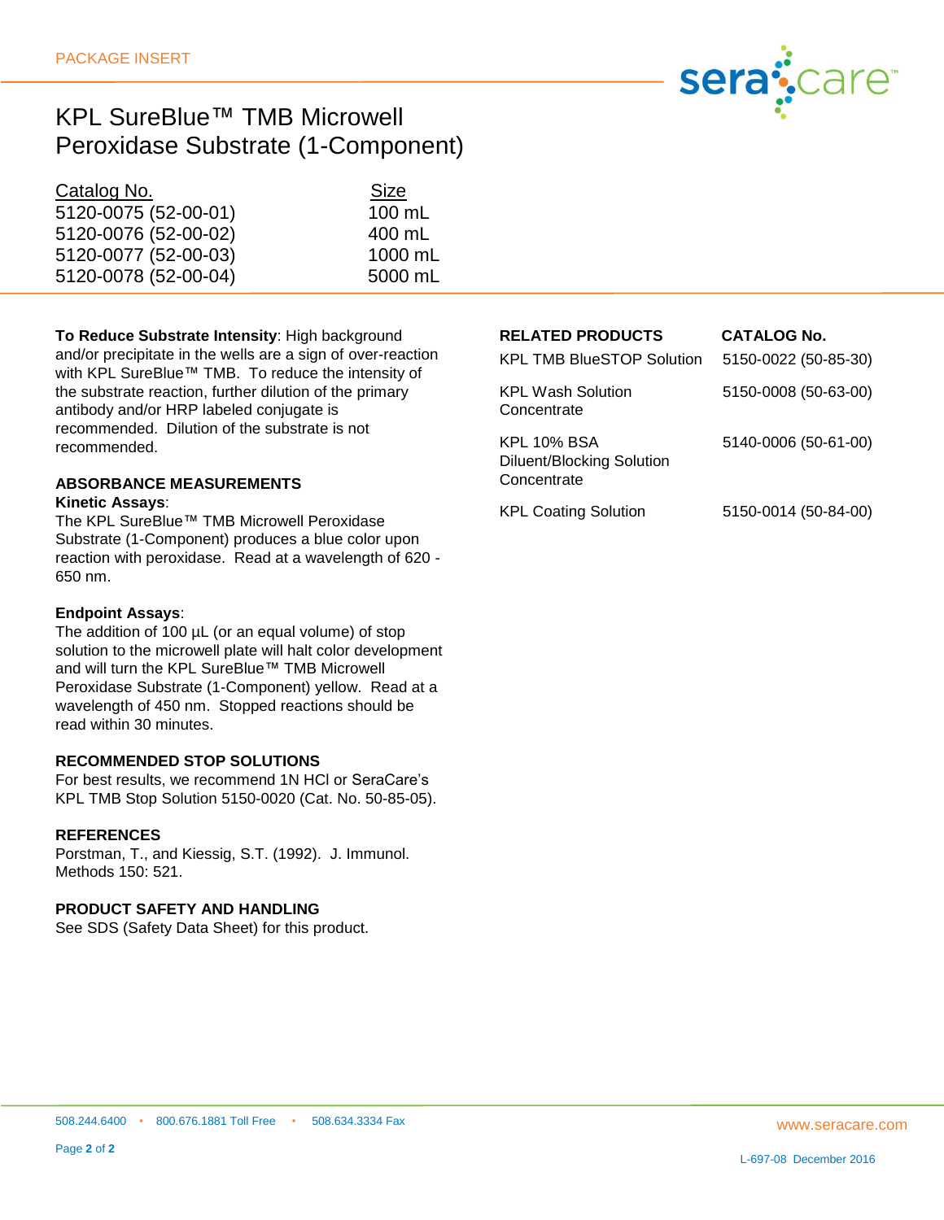PACKAGE INSERT

# KPL SureBlue™ TMB Microwell Peroxidase Substrate (1-Component)

| Catalog No. | Size |
|---|---|
| 5120-0075 (52-00-01) | 100 mL |
| 5120-0076 (52-00-02) | 400 mL |
| 5120-0077 (52-00-03) | 1000 mL |
| 5120-0078 (52-00-04) | 5000 mL |

**To Reduce Substrate Intensity**: High background and/or precipitate in the wells are a sign of over-reaction with KPL SureBlue™ TMB. To reduce the intensity of the substrate reaction, further dilution of the primary antibody and/or HRP labeled conjugate is recommended. Dilution of the substrate is not recommended.

## ABSORBANCE MEASUREMENTS

**Kinetic Assays**:
The KPL SureBlue™ TMB Microwell Peroxidase Substrate (1-Component) produces a blue color upon reaction with peroxidase. Read at a wavelength of 620 - 650 nm.

**Endpoint Assays**:
The addition of 100 µL (or an equal volume) of stop solution to the microwell plate will halt color development and will turn the KPL SureBlue™ TMB Microwell Peroxidase Substrate (1-Component) yellow. Read at a wavelength of 450 nm. Stopped reactions should be read within 30 minutes.

## RECOMMENDED STOP SOLUTIONS

For best results, we recommend 1N HCl or SeraCare's KPL TMB Stop Solution 5150-0020 (Cat. No. 50-85-05).

## REFERENCES

Porstman, T., and Kiessig, S.T. (1992). J. Immunol. Methods 150: 521.

## PRODUCT SAFETY AND HANDLING

See SDS (Safety Data Sheet) for this product.

| RELATED PRODUCTS | CATALOG No. |
|---|---|
| KPL TMB BlueSTOP Solution | 5150-0022 (50-85-30) |
| KPL Wash Solution Concentrate | 5150-0008 (50-63-00) |
| KPL 10% BSA Diluent/Blocking Solution Concentrate | 5140-0006 (50-61-00) |
| KPL Coating Solution | 5150-0014 (50-84-00) |

508.244.6400 • 800.676.1881 Toll Free • 508.634.3334 Fax

www.seracare.com

L-697-08 December 2016